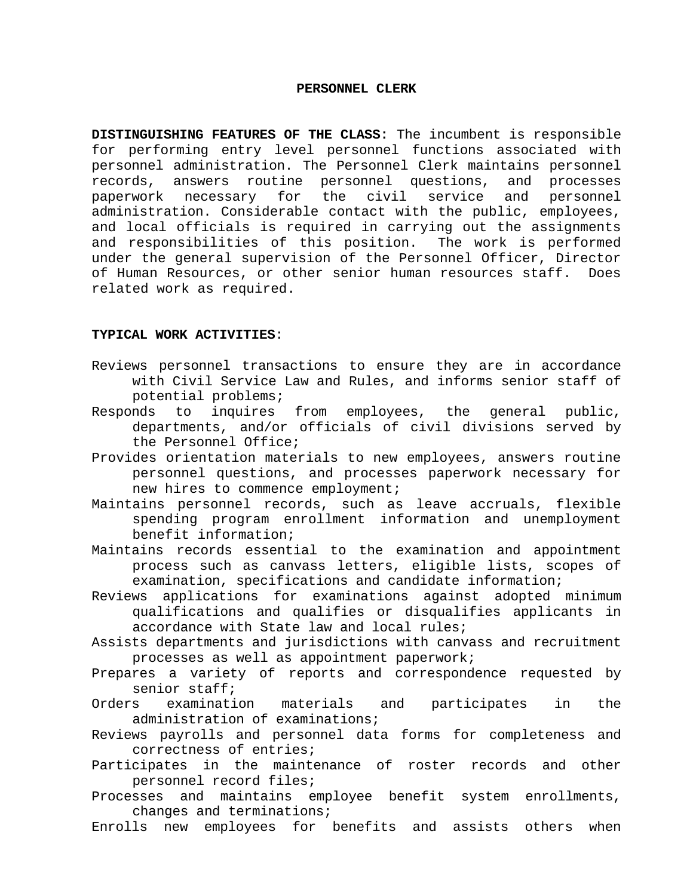# PERSONNEL CLERK

**DISTINGUISHING FEATURES OF THE CLASS:** The incumbent is responsible for performing entry level personnel functions associated with personnel administration. The Personnel Clerk maintains personnel records, answers routine personnel questions, and processes paperwork necessary for the civil service and personnel administration. Considerable contact with the public, employees, and local officials is required in carrying out the assignments and responsibilities of this position. The work is performed under the general supervision of the Personnel Officer, Director of Human Resources, or other senior human resources staff. Does related work as required.

**TYPICAL WORK ACTIVITIES**:

- Reviews personnel transactions to ensure they are in accordance with Civil Service Law and Rules, and informs senior staff of potential problems;
- Responds to inquires from employees, the general public, departments, and/or officials of civil divisions served by the Personnel Office;
- Provides orientation materials to new employees, answers routine personnel questions, and processes paperwork necessary for new hires to commence employment;
- Maintains personnel records, such as leave accruals, flexible spending program enrollment information and unemployment benefit information;
- Maintains records essential to the examination and appointment process such as canvass letters, eligible lists, scopes of examination, specifications and candidate information;
- Reviews applications for examinations against adopted minimum qualifications and qualifies or disqualifies applicants in accordance with State law and local rules;
- Assists departments and jurisdictions with canvass and recruitment processes as well as appointment paperwork;
- Prepares a variety of reports and correspondence requested by senior staff;
- Orders examination materials and participates in the administration of examinations;
- Reviews payrolls and personnel data forms for completeness and correctness of entries;
- Participates in the maintenance of roster records and other personnel record files;
- Processes and maintains employee benefit system enrollments, changes and terminations;
- Enrolls new employees for benefits and assists others when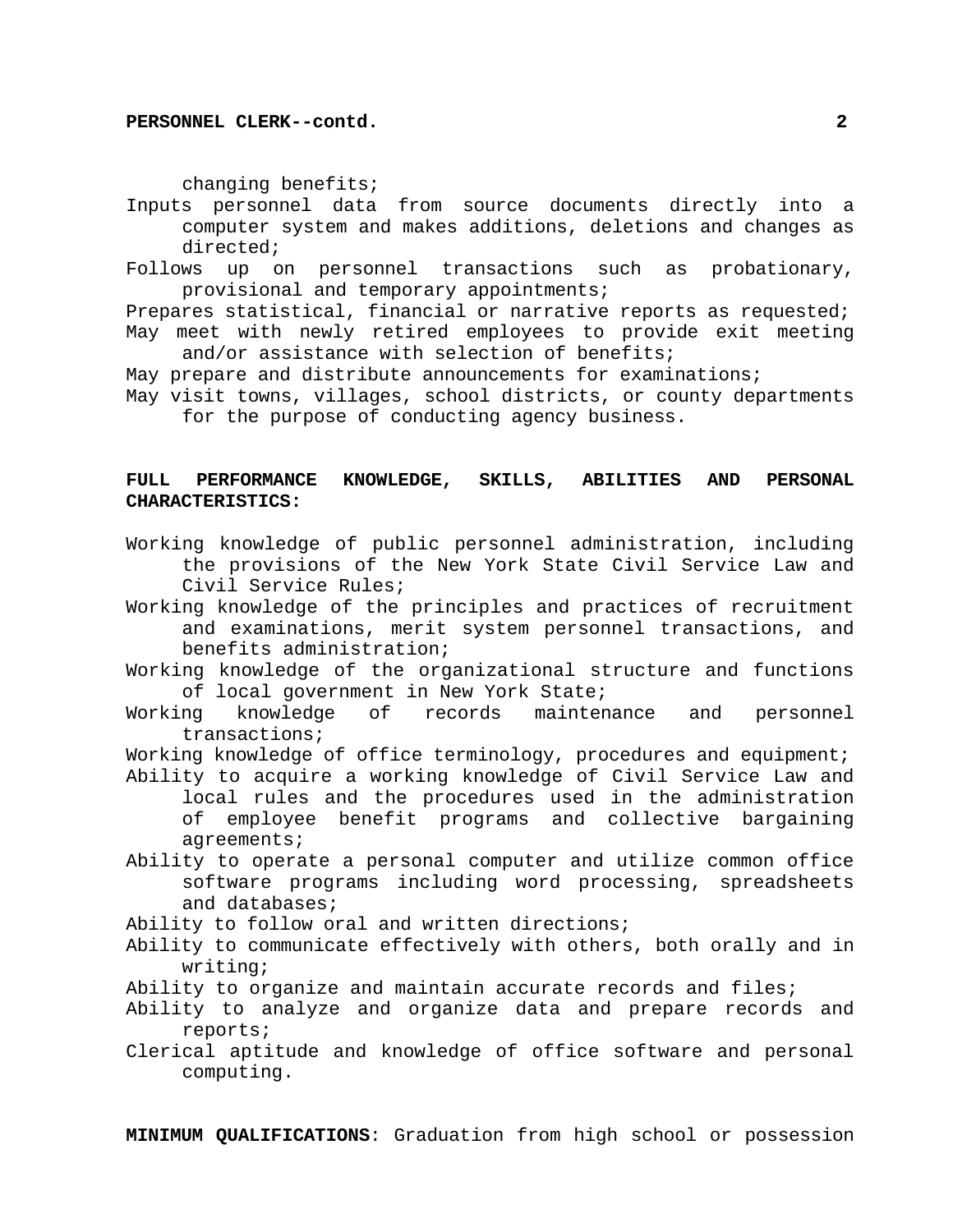changing benefits;

Inputs personnel data from source documents directly into a computer system and makes additions, deletions and changes as directed;

Follows up on personnel transactions such as probationary, provisional and temporary appointments;

Prepares statistical, financial or narrative reports as requested;

May meet with newly retired employees to provide exit meeting and/or assistance with selection of benefits;

May prepare and distribute announcements for examinations;

May visit towns, villages, school districts, or county departments for the purpose of conducting agency business.

**FULL PERFORMANCE KNOWLEDGE, SKILLS, ABILITIES AND PERSONAL CHARACTERISTICS:**

Working knowledge of public personnel administration, including the provisions of the New York State Civil Service Law and Civil Service Rules;

Working knowledge of the principles and practices of recruitment and examinations, merit system personnel transactions, and benefits administration;

Working knowledge of the organizational structure and functions of local government in New York State;

Working knowledge of records maintenance and personnel transactions;

Working knowledge of office terminology, procedures and equipment;

Ability to acquire a working knowledge of Civil Service Law and local rules and the procedures used in the administration of employee benefit programs and collective bargaining agreements;

Ability to operate a personal computer and utilize common office software programs including word processing, spreadsheets and databases;

Ability to follow oral and written directions;

Ability to communicate effectively with others, both orally and in writing;

Ability to organize and maintain accurate records and files;

Ability to analyze and organize data and prepare records and reports;

Clerical aptitude and knowledge of office software and personal computing.

**MINIMUM QUALIFICATIONS**: Graduation from high school or possession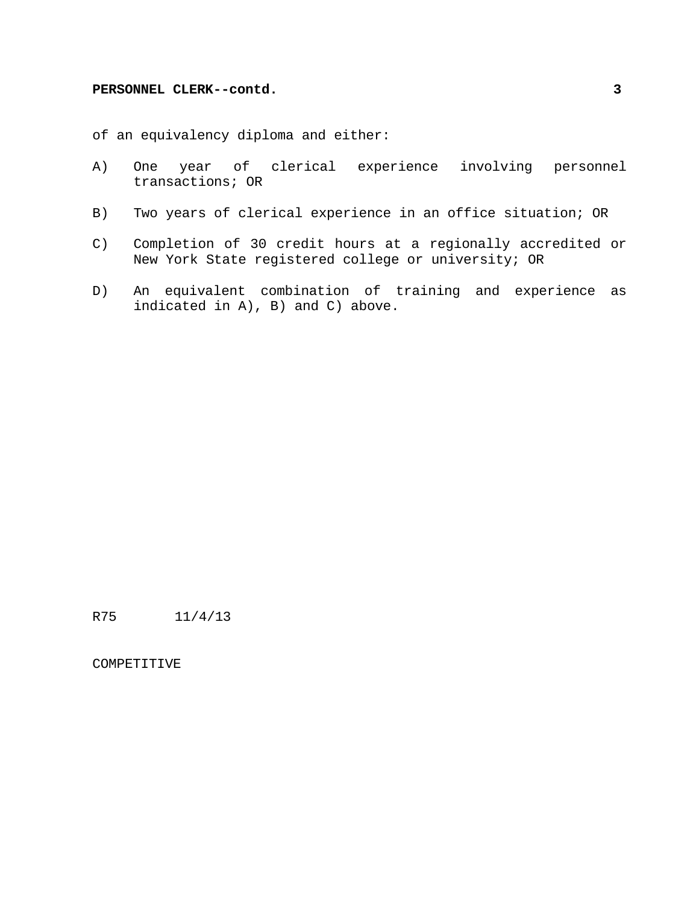of an equivalency diploma and either:

A) One year of clerical experience involving personnel transactions; OR

B) Two years of clerical experience in an office situation; OR

C) Completion of 30 credit hours at a regionally accredited or New York State registered college or university; OR

D) An equivalent combination of training and experience as indicated in A), B) and C) above.

R75 11/4/13

COMPETITIVE